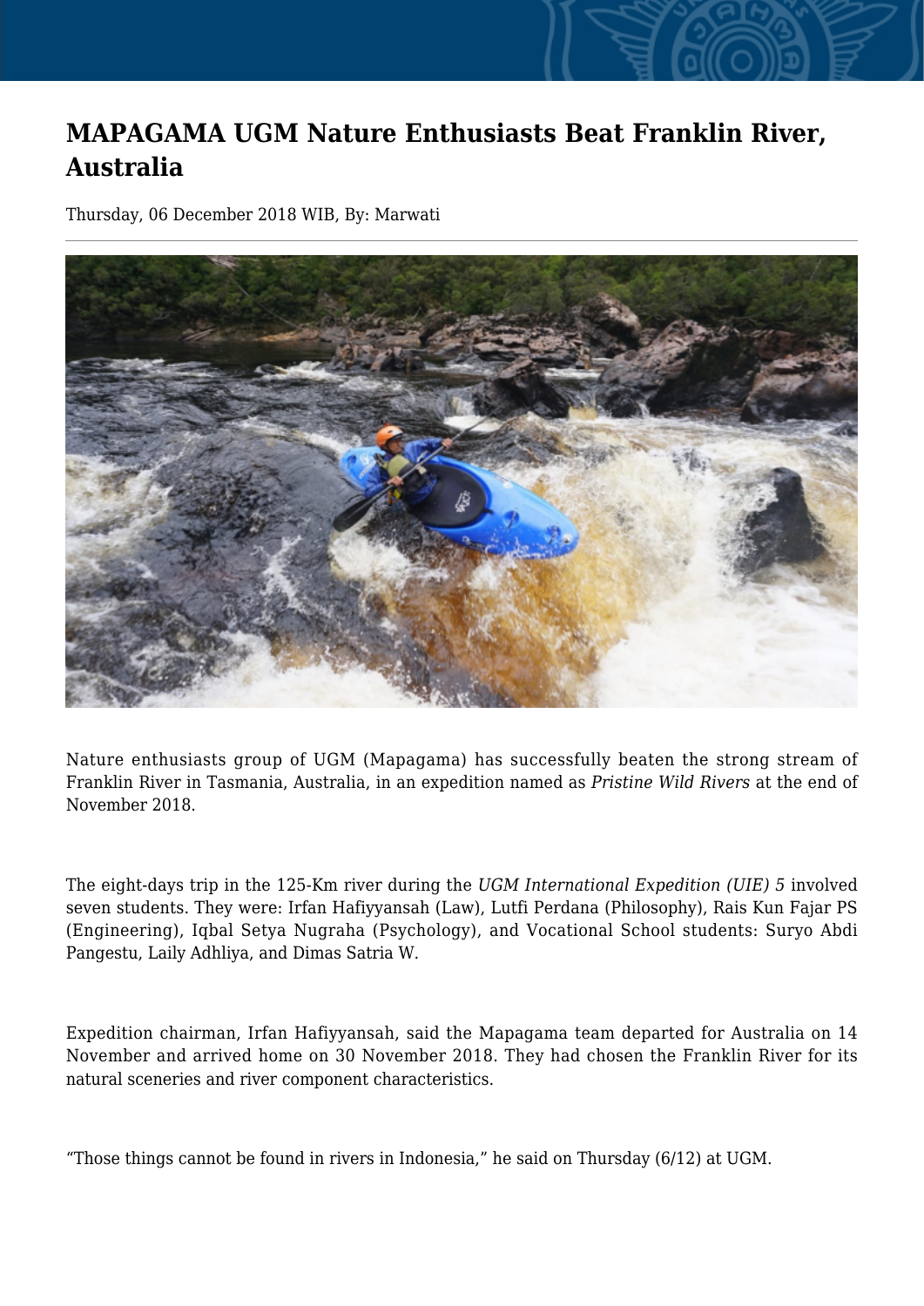# MAPAGAMA UGM Nature Enthusiasts Beat Franklin River, Australia

Thursday, 06 December 2018 WIB, By: Marwati

Nature enthusiasts group of UGM (Mapagama) has successfully beaten the strong stream of Franklin River in Tasmania, Australia, in an expedition named as *Pristine Wild Rivers* at the end of November 2018.

The eight-days trip in the 125-Km river during the *UGM International Expedition (UIE) 5* involved seven students. They were: Irfan Hafiyyansah (Law), Lutfi Perdana (Philosophy), Rais Kun Fajar PS (Engineering), Iqbal Setya Nugraha (Psychology), and Vocational School students: Suryo Abdi Pangestu, Laily Adhliya, and Dimas Satria W.

Expedition chairman, Irfan Hafiyyansah, said the Mapagama team departed for Australia on 14 November and arrived home on 30 November 2018. They had chosen the Franklin River for its natural sceneries and river component characteristics.

“Those things cannot be found in rivers in Indonesia,” he said on Thursday (6/12) at UGM.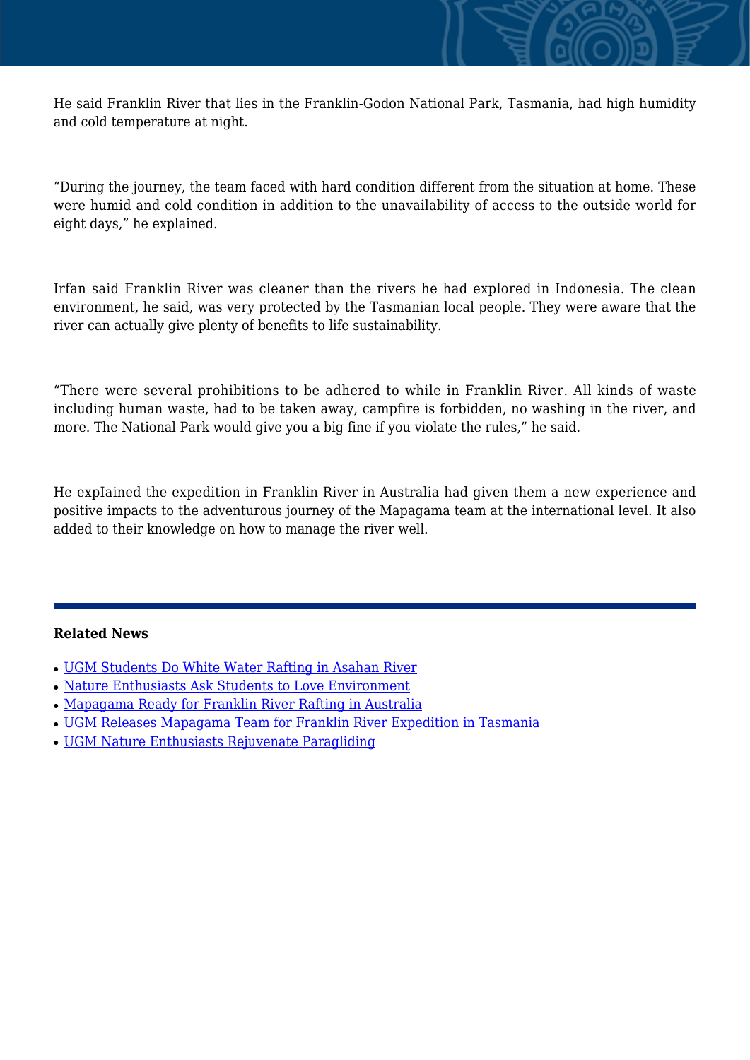He said Franklin River that lies in the Franklin-Godon National Park, Tasmania, had high humidity and cold temperature at night.

"During the journey, the team faced with hard condition different from the situation at home. These were humid and cold condition in addition to the unavailability of access to the outside world for eight days," he explained.

Irfan said Franklin River was cleaner than the rivers he had explored in Indonesia. The clean environment, he said, was very protected by the Tasmanian local people. They were aware that the river can actually give plenty of benefits to life sustainability.

"There were several prohibitions to be adhered to while in Franklin River. All kinds of waste including human waste, had to be taken away, campfire is forbidden, no washing in the river, and more. The National Park would give you a big fine if you violate the rules," he said.

He explained the expedition in Franklin River in Australia had given them a new experience and positive impacts to the adventurous journey of the Mapagama team at the international level. It also added to their knowledge on how to manage the river well.

**Related News**

- UGM Students Do White Water Rafting in Asahan River
- Nature Enthusiasts Ask Students to Love Environment
- Mapagama Ready for Franklin River Rafting in Australia
- UGM Releases Mapagama Team for Franklin River Expedition in Tasmania
- UGM Nature Enthusiasts Rejuvenate Paragliding